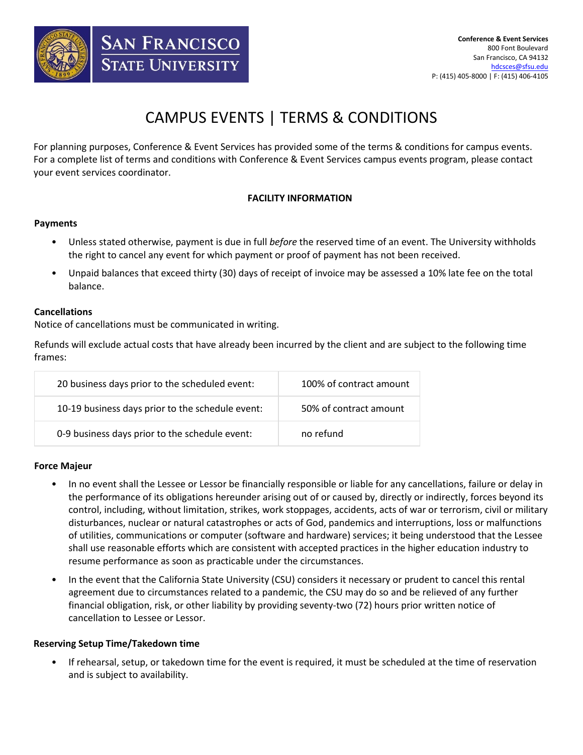Conference & Event Services
800 Font Boulevard
San Francisco, CA 94132
hdcsces@sfsu.edu
P: (415) 405-8000 | F: (415) 406-4105

# CAMPUS EVENTS | TERMS & CONDITIONS

For planning purposes, Conference & Event Services has provided some of the terms & conditions for campus events. For a complete list of terms and conditions with Conference & Event Services campus events program, please contact your event services coordinator.

## FACILITY INFORMATION

### Payments

- Unless stated otherwise, payment is due in full *before* the reserved time of an event. The University withholds the right to cancel any event for which payment or proof of payment has not been received.
- Unpaid balances that exceed thirty (30) days of receipt of invoice may be assessed a 10% late fee on the total balance.

### Cancellations

Notice of cancellations must be communicated in writing.

Refunds will exclude actual costs that have already been incurred by the client and are subject to the following time frames:

| | |
|---|---|
| 20 business days prior to the scheduled event: | 100% of contract amount |
| 10-19 business days prior to the schedule event: | 50% of contract amount |
| 0-9 business days prior to the schedule event: | no refund |

### Force Majeur

- In no event shall the Lessee or Lessor be financially responsible or liable for any cancellations, failure or delay in the performance of its obligations hereunder arising out of or caused by, directly or indirectly, forces beyond its control, including, without limitation, strikes, work stoppages, accidents, acts of war or terrorism, civil or military disturbances, nuclear or natural catastrophes or acts of God, pandemics and interruptions, loss or malfunctions of utilities, communications or computer (software and hardware) services; it being understood that the Lessee shall use reasonable efforts which are consistent with accepted practices in the higher education industry to resume performance as soon as practicable under the circumstances.
- In the event that the California State University (CSU) considers it necessary or prudent to cancel this rental agreement due to circumstances related to a pandemic, the CSU may do so and be relieved of any further financial obligation, risk, or other liability by providing seventy-two (72) hours prior written notice of cancellation to Lessee or Lessor.

### Reserving Setup Time/Takedown time

- If rehearsal, setup, or takedown time for the event is required, it must be scheduled at the time of reservation and is subject to availability.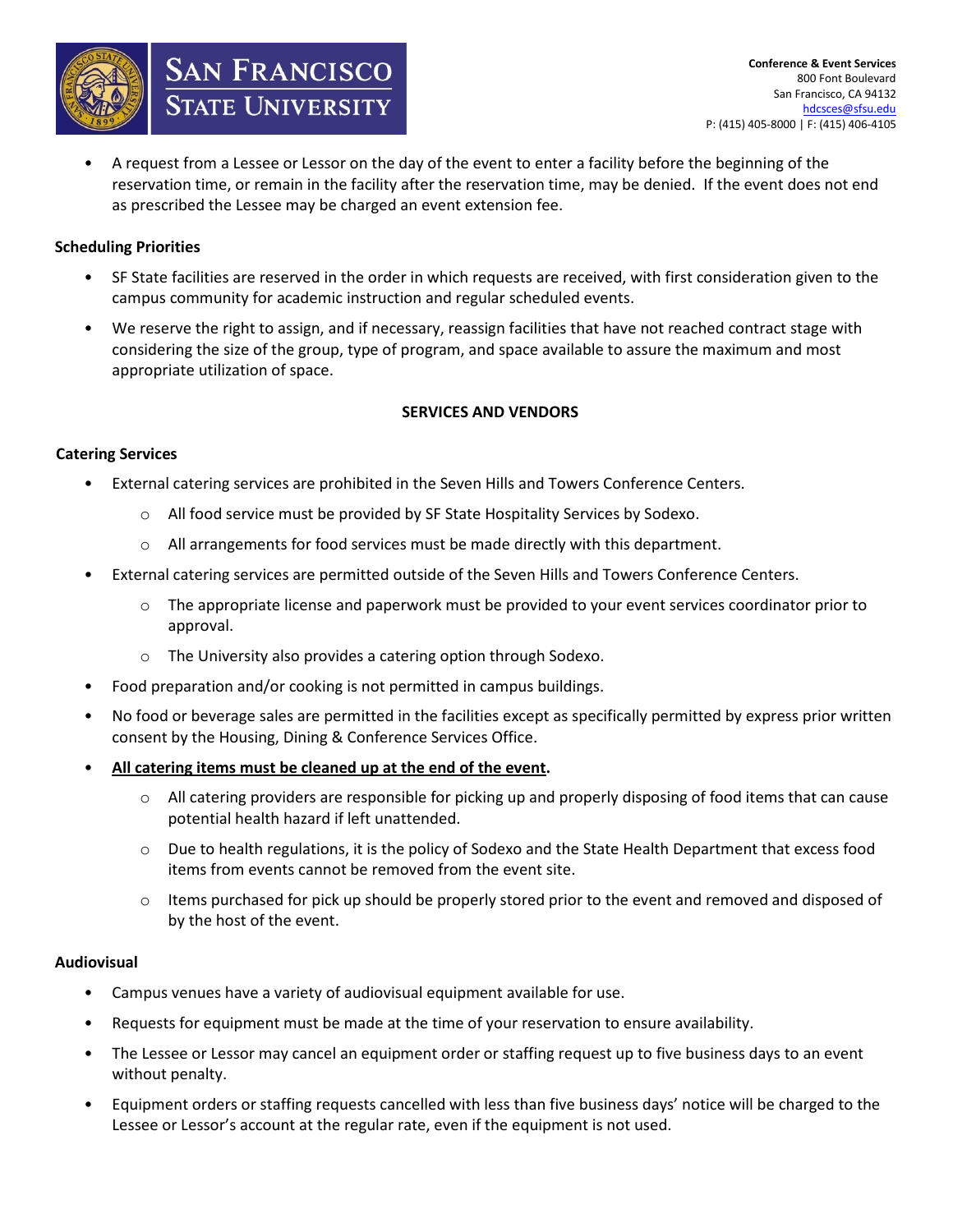- A request from a Lessee or Lessor on the day of the event to enter a facility before the beginning of the reservation time, or remain in the facility after the reservation time, may be denied. If the event does not end as prescribed the Lessee may be charged an event extension fee.

**Scheduling Priorities**

- SF State facilities are reserved in the order in which requests are received, with first consideration given to the campus community for academic instruction and regular scheduled events.
- We reserve the right to assign, and if necessary, reassign facilities that have not reached contract stage with considering the size of the group, type of program, and space available to assure the maximum and most appropriate utilization of space.

**SERVICES AND VENDORS**

**Catering Services**

- External catering services are prohibited in the Seven Hills and Towers Conference Centers.
  - All food service must be provided by SF State Hospitality Services by Sodexo.
  - All arrangements for food services must be made directly with this department.
- External catering services are permitted outside of the Seven Hills and Towers Conference Centers.
  - The appropriate license and paperwork must be provided to your event services coordinator prior to approval.
  - The University also provides a catering option through Sodexo.
- Food preparation and/or cooking is not permitted in campus buildings.
- No food or beverage sales are permitted in the facilities except as specifically permitted by express prior written consent by the Housing, Dining & Conference Services Office.
- **All catering items must be cleaned up at the end of the event.**
  - All catering providers are responsible for picking up and properly disposing of food items that can cause potential health hazard if left unattended.
  - Due to health regulations, it is the policy of Sodexo and the State Health Department that excess food items from events cannot be removed from the event site.
  - Items purchased for pick up should be properly stored prior to the event and removed and disposed of by the host of the event.

**Audiovisual**

- Campus venues have a variety of audiovisual equipment available for use.
- Requests for equipment must be made at the time of your reservation to ensure availability.
- The Lessee or Lessor may cancel an equipment order or staffing request up to five business days to an event without penalty.
- Equipment orders or staffing requests cancelled with less than five business days' notice will be charged to the Lessee or Lessor's account at the regular rate, even if the equipment is not used.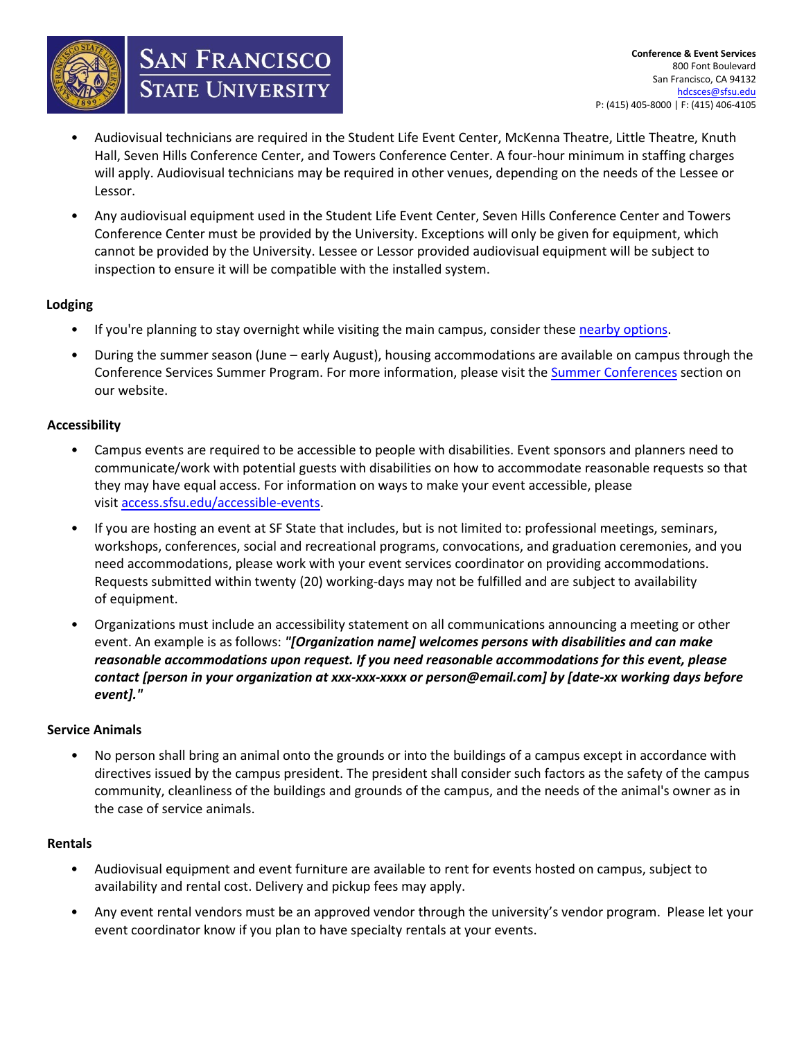- Audiovisual technicians are required in the Student Life Event Center, McKenna Theatre, Little Theatre, Knuth Hall, Seven Hills Conference Center, and Towers Conference Center. A four-hour minimum in staffing charges will apply. Audiovisual technicians may be required in other venues, depending on the needs of the Lessee or Lessor.
- Any audiovisual equipment used in the Student Life Event Center, Seven Hills Conference Center and Towers Conference Center must be provided by the University. Exceptions will only be given for equipment, which cannot be provided by the University. Lessee or Lessor provided audiovisual equipment will be subject to inspection to ensure it will be compatible with the installed system.

**Lodging**

- If you're planning to stay overnight while visiting the main campus, consider these nearby options.
- During the summer season (June – early August), housing accommodations are available on campus through the Conference Services Summer Program. For more information, please visit the Summer Conferences section on our website.

**Accessibility**

- Campus events are required to be accessible to people with disabilities. Event sponsors and planners need to communicate/work with potential guests with disabilities on how to accommodate reasonable requests so that they may have equal access. For information on ways to make your event accessible, please visit access.sfsu.edu/accessible-events.
- If you are hosting an event at SF State that includes, but is not limited to: professional meetings, seminars, workshops, conferences, social and recreational programs, convocations, and graduation ceremonies, and you need accommodations, please work with your event services coordinator on providing accommodations. Requests submitted within twenty (20) working-days may not be fulfilled and are subject to availability of equipment.
- Organizations must include an accessibility statement on all communications announcing a meeting or other event. An example is as follows: ***"[Organization name] welcomes persons with disabilities and can make reasonable accommodations upon request. If you need reasonable accommodations for this event, please contact [person in your organization at xxx-xxx-xxxx or person@email.com] by [date-xx working days before event]."***

**Service Animals**

- No person shall bring an animal onto the grounds or into the buildings of a campus except in accordance with directives issued by the campus president. The president shall consider such factors as the safety of the campus community, cleanliness of the buildings and grounds of the campus, and the needs of the animal's owner as in the case of service animals.

**Rentals**

- Audiovisual equipment and event furniture are available to rent for events hosted on campus, subject to availability and rental cost. Delivery and pickup fees may apply.
- Any event rental vendors must be an approved vendor through the university's vendor program. Please let your event coordinator know if you plan to have specialty rentals at your events.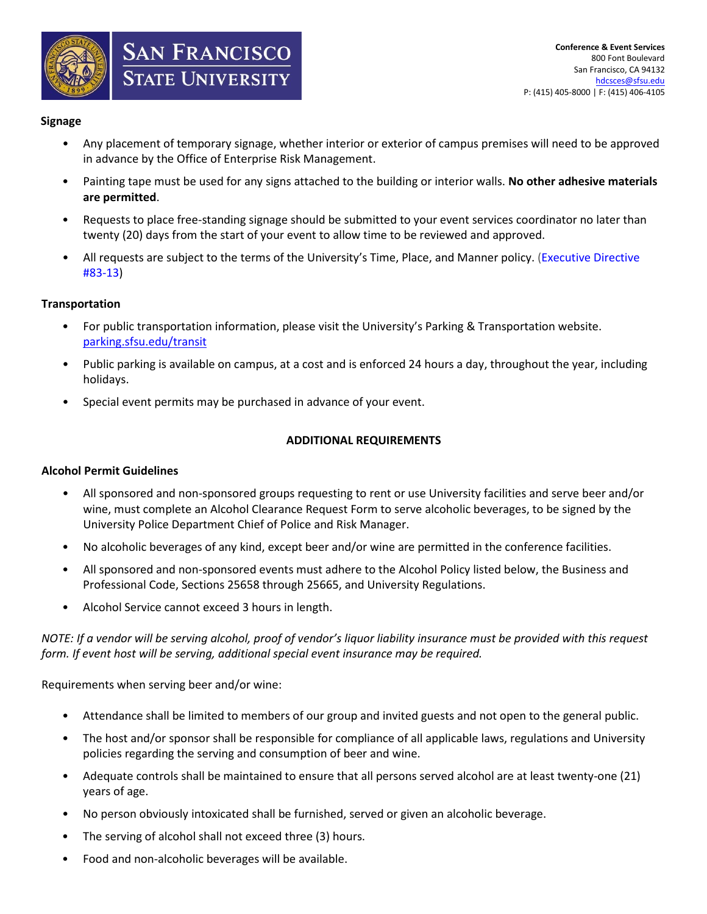### Signage

- Any placement of temporary signage, whether interior or exterior of campus premises will need to be approved in advance by the Office of Enterprise Risk Management.
- Painting tape must be used for any signs attached to the building or interior walls. **No other adhesive materials are permitted**.
- Requests to place free-standing signage should be submitted to your event services coordinator no later than twenty (20) days from the start of your event to allow time to be reviewed and approved.
- All requests are subject to the terms of the University's Time, Place, and Manner policy. (Executive Directive #83-13)

### Transportation

- For public transportation information, please visit the University's Parking & Transportation website. parking.sfsu.edu/transit
- Public parking is available on campus, at a cost and is enforced 24 hours a day, throughout the year, including holidays.
- Special event permits may be purchased in advance of your event.

## ADDITIONAL REQUIREMENTS

### Alcohol Permit Guidelines

- All sponsored and non-sponsored groups requesting to rent or use University facilities and serve beer and/or wine, must complete an Alcohol Clearance Request Form to serve alcoholic beverages, to be signed by the University Police Department Chief of Police and Risk Manager.
- No alcoholic beverages of any kind, except beer and/or wine are permitted in the conference facilities.
- All sponsored and non-sponsored events must adhere to the Alcohol Policy listed below, the Business and Professional Code, Sections 25658 through 25665, and University Regulations.
- Alcohol Service cannot exceed 3 hours in length.

*NOTE: If a vendor will be serving alcohol, proof of vendor's liquor liability insurance must be provided with this request form. If event host will be serving, additional special event insurance may be required.*

Requirements when serving beer and/or wine:

- Attendance shall be limited to members of our group and invited guests and not open to the general public.
- The host and/or sponsor shall be responsible for compliance of all applicable laws, regulations and University policies regarding the serving and consumption of beer and wine.
- Adequate controls shall be maintained to ensure that all persons served alcohol are at least twenty-one (21) years of age.
- No person obviously intoxicated shall be furnished, served or given an alcoholic beverage.
- The serving of alcohol shall not exceed three (3) hours.
- Food and non-alcoholic beverages will be available.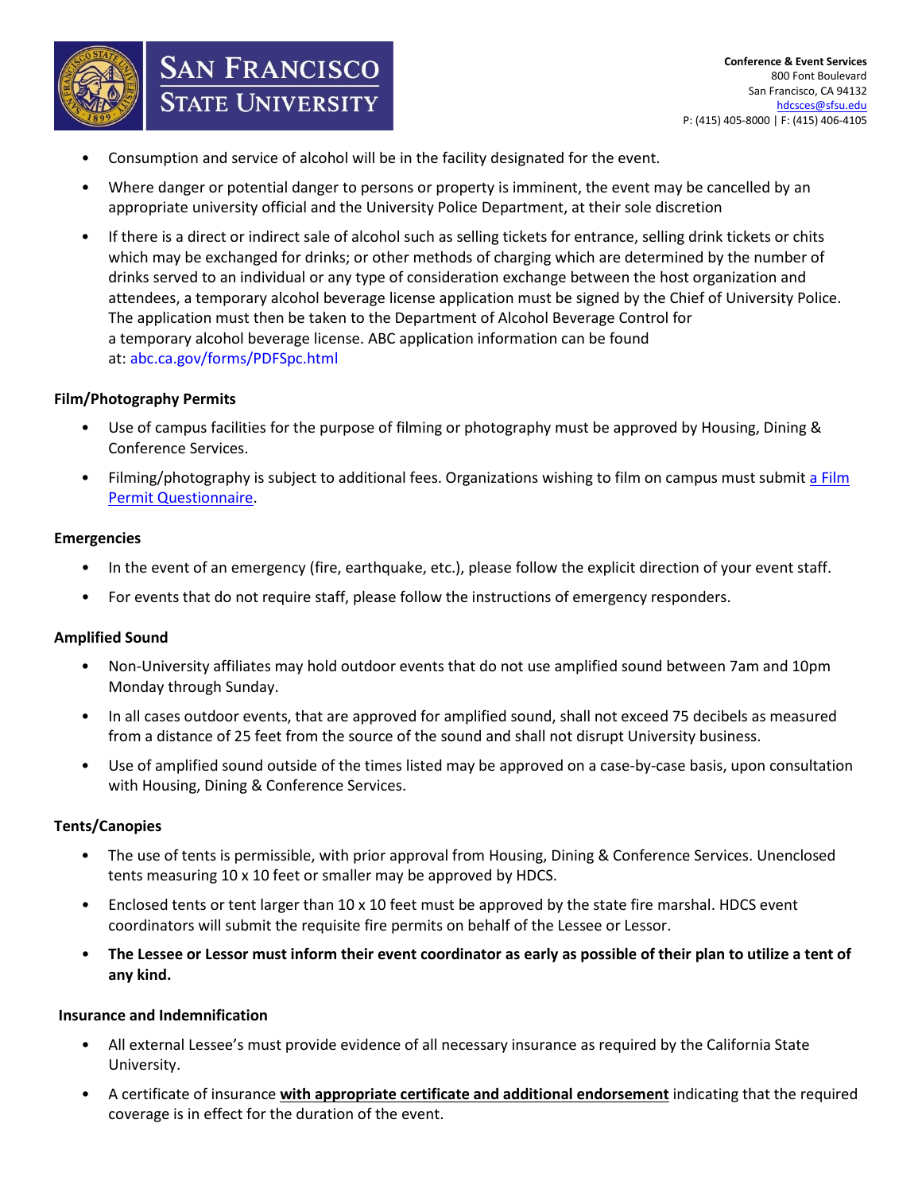- Consumption and service of alcohol will be in the facility designated for the event.
- Where danger or potential danger to persons or property is imminent, the event may be cancelled by an appropriate university official and the University Police Department, at their sole discretion
- If there is a direct or indirect sale of alcohol such as selling tickets for entrance, selling drink tickets or chits which may be exchanged for drinks; or other methods of charging which are determined by the number of drinks served to an individual or any type of consideration exchange between the host organization and attendees, a temporary alcohol beverage license application must be signed by the Chief of University Police. The application must then be taken to the Department of Alcohol Beverage Control for a temporary alcohol beverage license. ABC application information can be found at: abc.ca.gov/forms/PDFSpc.html

**Film/Photography Permits**

- Use of campus facilities for the purpose of filming or photography must be approved by Housing, Dining & Conference Services.
- Filming/photography is subject to additional fees. Organizations wishing to film on campus must submit a Film Permit Questionnaire.

**Emergencies**

- In the event of an emergency (fire, earthquake, etc.), please follow the explicit direction of your event staff.
- For events that do not require staff, please follow the instructions of emergency responders.

**Amplified Sound**

- Non-University affiliates may hold outdoor events that do not use amplified sound between 7am and 10pm Monday through Sunday.
- In all cases outdoor events, that are approved for amplified sound, shall not exceed 75 decibels as measured from a distance of 25 feet from the source of the sound and shall not disrupt University business.
- Use of amplified sound outside of the times listed may be approved on a case-by-case basis, upon consultation with Housing, Dining & Conference Services.

**Tents/Canopies**

- The use of tents is permissible, with prior approval from Housing, Dining & Conference Services. Unenclosed tents measuring 10 x 10 feet or smaller may be approved by HDCS.
- Enclosed tents or tent larger than 10 x 10 feet must be approved by the state fire marshal. HDCS event coordinators will submit the requisite fire permits on behalf of the Lessee or Lessor.
- **The Lessee or Lessor must inform their event coordinator as early as possible of their plan to utilize a tent of any kind.**

**Insurance and Indemnification**

- All external Lessee's must provide evidence of all necessary insurance as required by the California State University.
- A certificate of insurance **with appropriate certificate and additional endorsement** indicating that the required coverage is in effect for the duration of the event.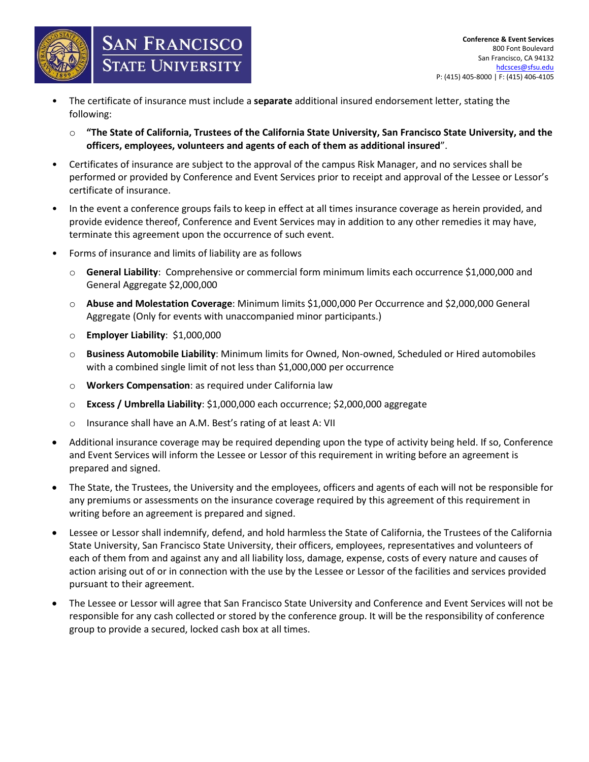- The certificate of insurance must include a **separate** additional insured endorsement letter, stating the following:
  - **"The State of California, Trustees of the California State University, San Francisco State University, and the officers, employees, volunteers and agents of each of them as additional insured**".
- Certificates of insurance are subject to the approval of the campus Risk Manager, and no services shall be performed or provided by Conference and Event Services prior to receipt and approval of the Lessee or Lessor's certificate of insurance.
- In the event a conference groups fails to keep in effect at all times insurance coverage as herein provided, and provide evidence thereof, Conference and Event Services may in addition to any other remedies it may have, terminate this agreement upon the occurrence of such event.
- Forms of insurance and limits of liability are as follows
  - **General Liability**: Comprehensive or commercial form minimum limits each occurrence $1,000,000 and General Aggregate $2,000,000
  - **Abuse and Molestation Coverage**: Minimum limits $1,000,000 Per Occurrence and $2,000,000 General Aggregate (Only for events with unaccompanied minor participants.)
  - **Employer Liability**: $1,000,000
  - **Business Automobile Liability**: Minimum limits for Owned, Non-owned, Scheduled or Hired automobiles with a combined single limit of not less than $1,000,000 per occurrence
  - **Workers Compensation**: as required under California law
  - **Excess / Umbrella Liability**: $1,000,000 each occurrence; $2,000,000 aggregate
  - Insurance shall have an A.M. Best's rating of at least A: VII
- Additional insurance coverage may be required depending upon the type of activity being held. If so, Conference and Event Services will inform the Lessee or Lessor of this requirement in writing before an agreement is prepared and signed.
- The State, the Trustees, the University and the employees, officers and agents of each will not be responsible for any premiums or assessments on the insurance coverage required by this agreement of this requirement in writing before an agreement is prepared and signed.
- Lessee or Lessor shall indemnify, defend, and hold harmless the State of California, the Trustees of the California State University, San Francisco State University, their officers, employees, representatives and volunteers of each of them from and against any and all liability loss, damage, expense, costs of every nature and causes of action arising out of or in connection with the use by the Lessee or Lessor of the facilities and services provided pursuant to their agreement.
- The Lessee or Lessor will agree that San Francisco State University and Conference and Event Services will not be responsible for any cash collected or stored by the conference group. It will be the responsibility of conference group to provide a secured, locked cash box at all times.